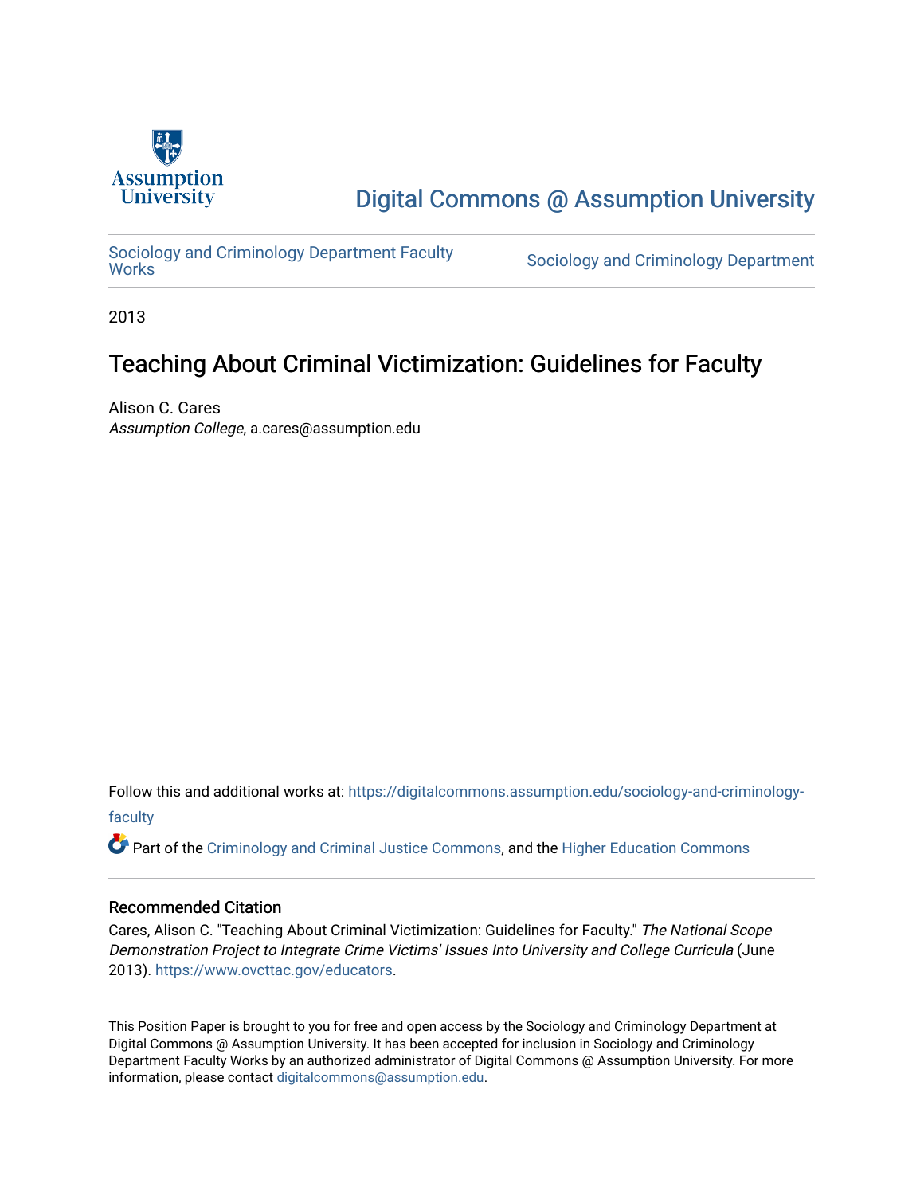Assumption University

Digital Commons @ Assumption University

Sociology and Criminology Department Faculty Works

Sociology and Criminology Department

2013

# Teaching About Criminal Victimization: Guidelines for Faculty

Alison C. Cares
*Assumption College*, a.cares@assumption.edu

Follow this and additional works at: https://digitalcommons.assumption.edu/sociology-and-criminology-faculty

Part of the Criminology and Criminal Justice Commons, and the Higher Education Commons

## Recommended Citation

Cares, Alison C. "Teaching About Criminal Victimization: Guidelines for Faculty." *The National Scope Demonstration Project to Integrate Crime Victims' Issues Into University and College Curricula* (June 2013). https://www.ovcttac.gov/educators.

This Position Paper is brought to you for free and open access by the Sociology and Criminology Department at Digital Commons @ Assumption University. It has been accepted for inclusion in Sociology and Criminology Department Faculty Works by an authorized administrator of Digital Commons @ Assumption University. For more information, please contact digitalcommons@assumption.edu.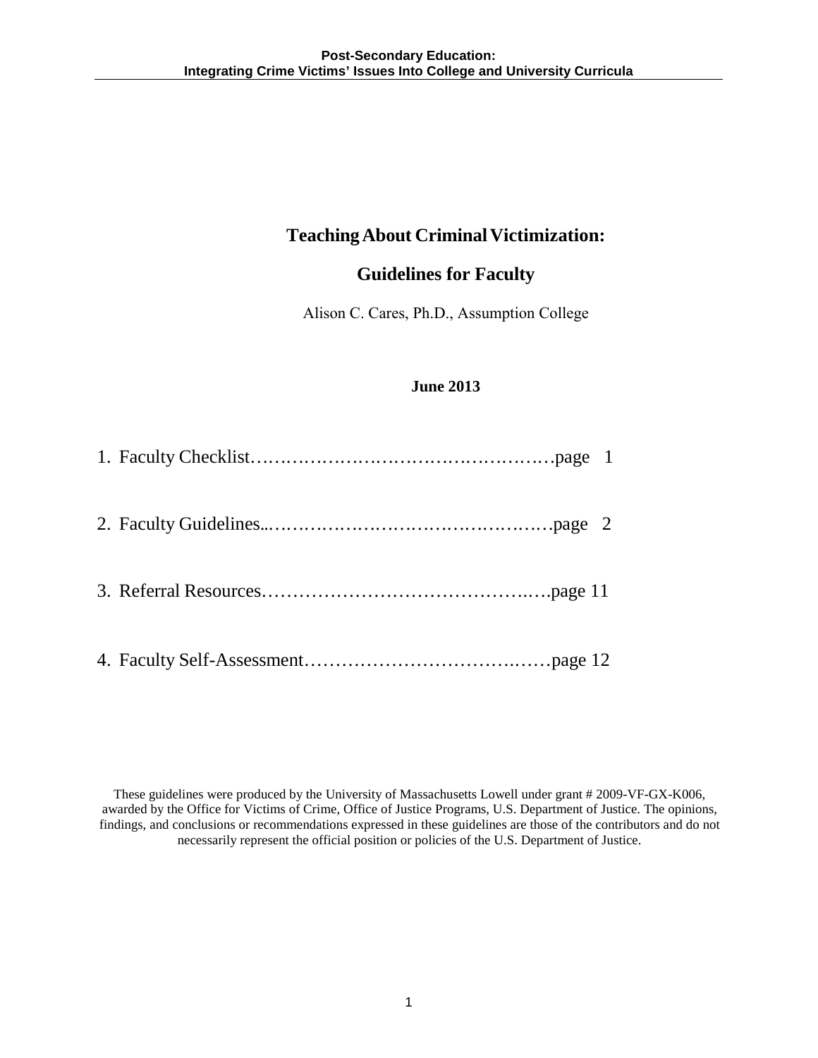# Teaching About Criminal Victimization:

## Guidelines for Faculty

Alison C. Cares, Ph.D., Assumption College

**June 2013**

1. Faculty Checklist……………………………………………page 1

2. Faculty Guidelines...………………………………………page 2

3. Referral Resources……………………………………..….page 11

4. Faculty Self-Assessment………………………….……page 12

These guidelines were produced by the University of Massachusetts Lowell under grant # 2009-VF-GX-K006, awarded by the Office for Victims of Crime, Office of Justice Programs, U.S. Department of Justice. The opinions, findings, and conclusions or recommendations expressed in these guidelines are those of the contributors and do not necessarily represent the official position or policies of the U.S. Department of Justice.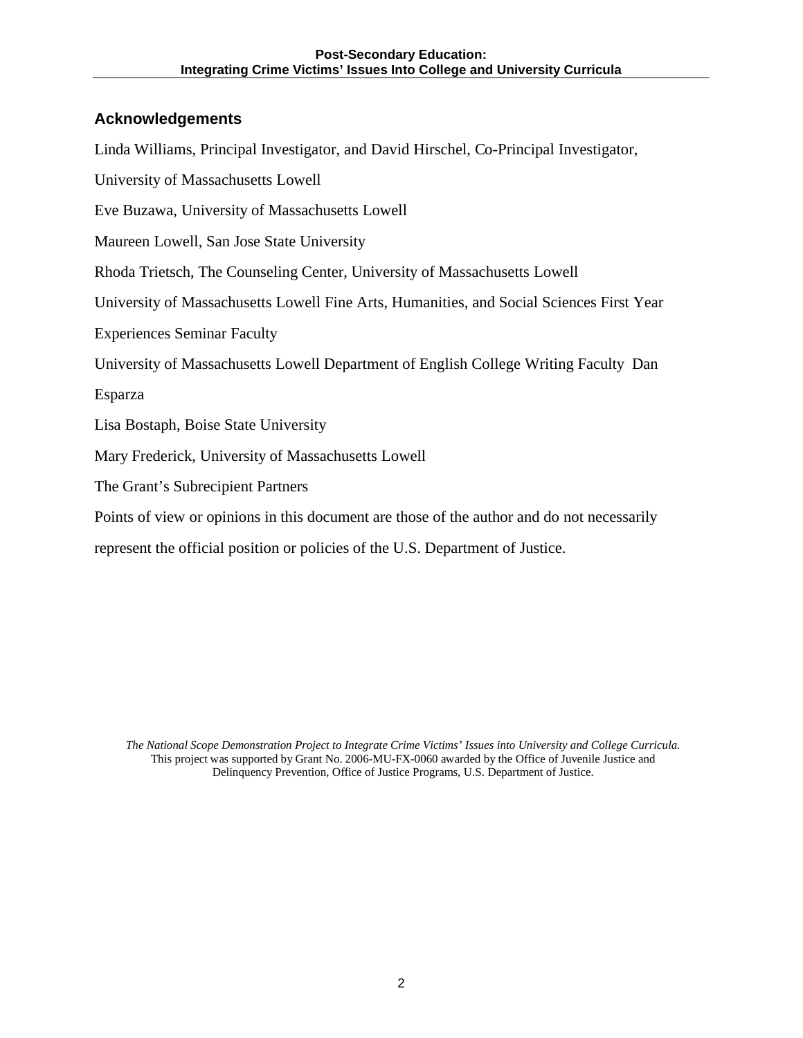## Acknowledgements

Linda Williams, Principal Investigator, and David Hirschel, Co-Principal Investigator, University of Massachusetts Lowell

Eve Buzawa, University of Massachusetts Lowell

Maureen Lowell, San Jose State University

Rhoda Trietsch, The Counseling Center, University of Massachusetts Lowell

University of Massachusetts Lowell Fine Arts, Humanities, and Social Sciences First Year Experiences Seminar Faculty

University of Massachusetts Lowell Department of English College Writing Faculty Dan Esparza

Lisa Bostaph, Boise State University

Mary Frederick, University of Massachusetts Lowell

The Grant's Subrecipient Partners

Points of view or opinions in this document are those of the author and do not necessarily represent the official position or policies of the U.S. Department of Justice.

*The National Scope Demonstration Project to Integrate Crime Victims' Issues into University and College Curricula.*
This project was supported by Grant No. 2006-MU-FX-0060 awarded by the Office of Juvenile Justice and Delinquency Prevention, Office of Justice Programs, U.S. Department of Justice.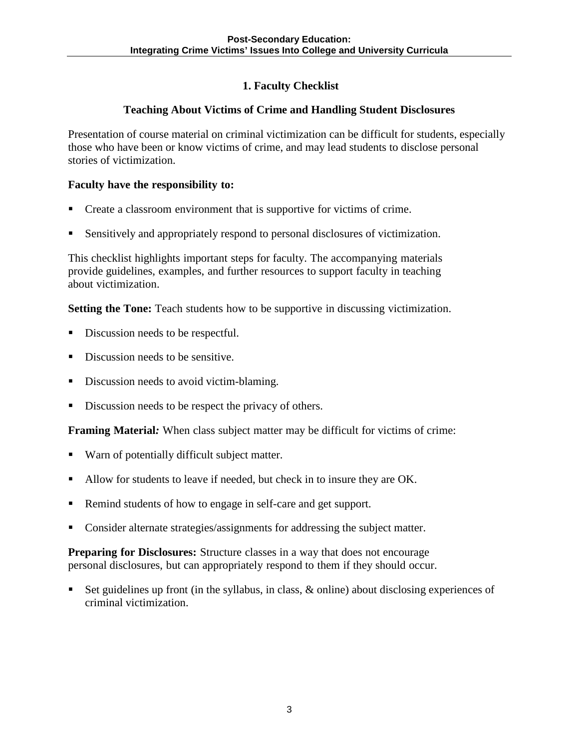## 1. Faculty Checklist

### Teaching About Victims of Crime and Handling Student Disclosures

Presentation of course material on criminal victimization can be difficult for students, especially those who have been or know victims of crime, and may lead students to disclose personal stories of victimization.

**Faculty have the responsibility to:**

- Create a classroom environment that is supportive for victims of crime.
- Sensitively and appropriately respond to personal disclosures of victimization.

This checklist highlights important steps for faculty. The accompanying materials provide guidelines, examples, and further resources to support faculty in teaching about victimization.

**Setting the Tone:** Teach students how to be supportive in discussing victimization.

- Discussion needs to be respectful.
- Discussion needs to be sensitive.
- Discussion needs to avoid victim-blaming.
- Discussion needs to be respect the privacy of others.

**Framing Material***:* When class subject matter may be difficult for victims of crime:

- Warn of potentially difficult subject matter.
- Allow for students to leave if needed, but check in to insure they are OK.
- Remind students of how to engage in self-care and get support.
- Consider alternate strategies/assignments for addressing the subject matter.

**Preparing for Disclosures:** Structure classes in a way that does not encourage personal disclosures, but can appropriately respond to them if they should occur.

- Set guidelines up front (in the syllabus, in class, & online) about disclosing experiences of criminal victimization.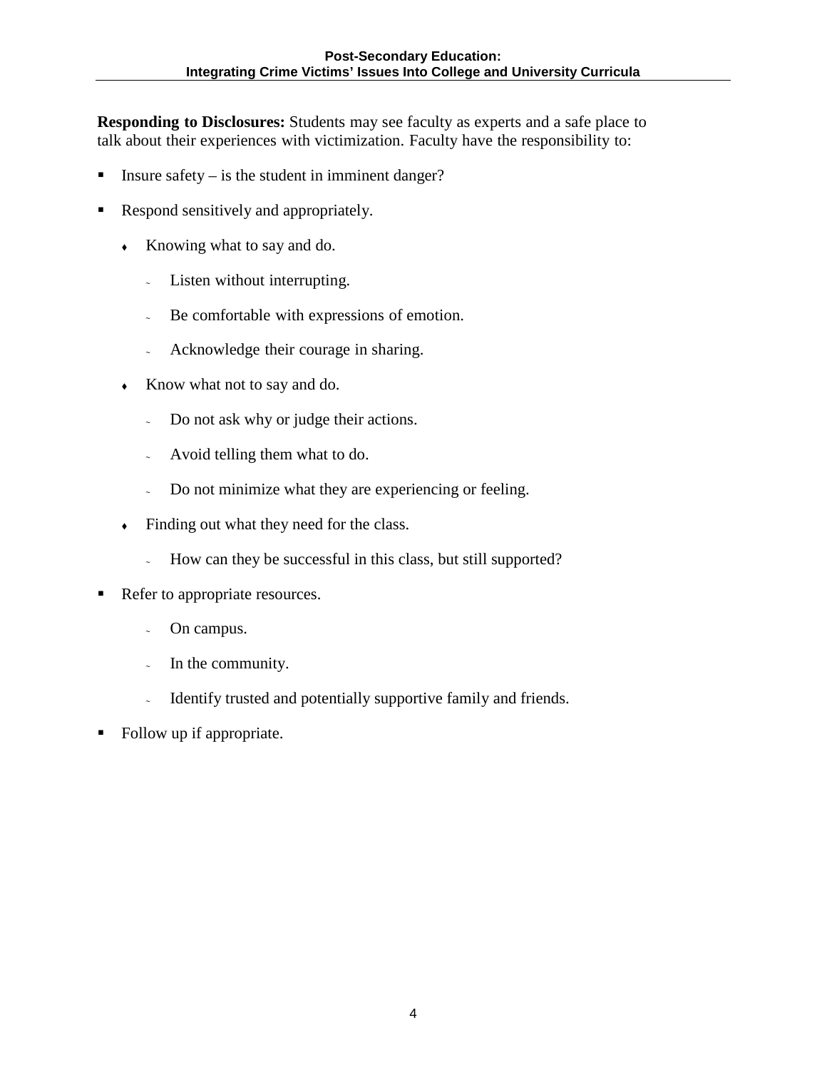**Responding to Disclosures:** Students may see faculty as experts and a safe place to talk about their experiences with victimization. Faculty have the responsibility to:

- Insure safety – is the student in imminent danger?
- Respond sensitively and appropriately.
  - Knowing what to say and do.
    - Listen without interrupting.
    - Be comfortable with expressions of emotion.
    - Acknowledge their courage in sharing.
  - Know what not to say and do.
    - Do not ask why or judge their actions.
    - Avoid telling them what to do.
    - Do not minimize what they are experiencing or feeling.
  - Finding out what they need for the class.
    - How can they be successful in this class, but still supported?
- Refer to appropriate resources.
    - On campus.
    - In the community.
    - Identify trusted and potentially supportive family and friends.
- Follow up if appropriate.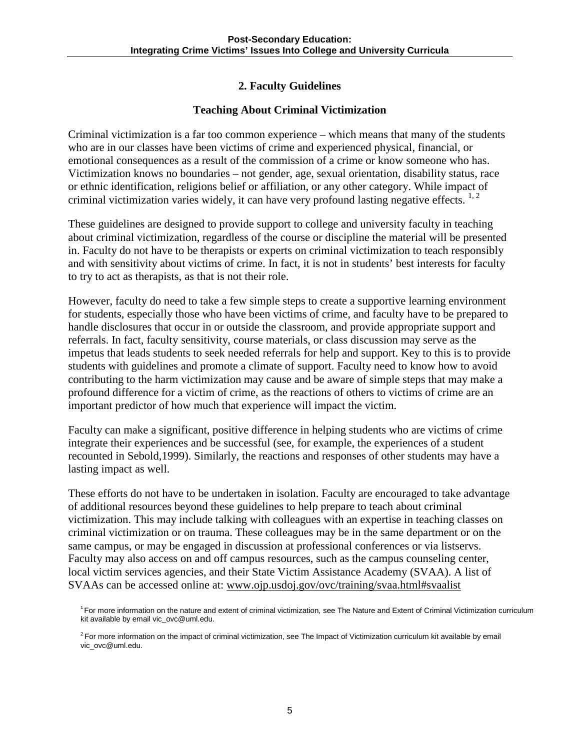## 2. Faculty Guidelines

### Teaching About Criminal Victimization

Criminal victimization is a far too common experience – which means that many of the students who are in our classes have been victims of crime and experienced physical, financial, or emotional consequences as a result of the commission of a crime or know someone who has. Victimization knows no boundaries – not gender, age, sexual orientation, disability status, race or ethnic identification, religions belief or affiliation, or any other category. While impact of criminal victimization varies widely, it can have very profound lasting negative effects. [1, 2]

These guidelines are designed to provide support to college and university faculty in teaching about criminal victimization, regardless of the course or discipline the material will be presented in. Faculty do not have to be therapists or experts on criminal victimization to teach responsibly and with sensitivity about victims of crime. In fact, it is not in students' best interests for faculty to try to act as therapists, as that is not their role.

However, faculty do need to take a few simple steps to create a supportive learning environment for students, especially those who have been victims of crime, and faculty have to be prepared to handle disclosures that occur in or outside the classroom, and provide appropriate support and referrals. In fact, faculty sensitivity, course materials, or class discussion may serve as the impetus that leads students to seek needed referrals for help and support. Key to this is to provide students with guidelines and promote a climate of support. Faculty need to know how to avoid contributing to the harm victimization may cause and be aware of simple steps that may make a profound difference for a victim of crime, as the reactions of others to victims of crime are an important predictor of how much that experience will impact the victim.

Faculty can make a significant, positive difference in helping students who are victims of crime integrate their experiences and be successful (see, for example, the experiences of a student recounted in Sebold,1999). Similarly, the reactions and responses of other students may have a lasting impact as well.

These efforts do not have to be undertaken in isolation. Faculty are encouraged to take advantage of additional resources beyond these guidelines to help prepare to teach about criminal victimization. This may include talking with colleagues with an expertise in teaching classes on criminal victimization or on trauma. These colleagues may be in the same department or on the same campus, or may be engaged in discussion at professional conferences or via listservs. Faculty may also access on and off campus resources, such as the campus counseling center, local victim services agencies, and their State Victim Assistance Academy (SVAA). A list of SVAAs can be accessed online at: www.ojp.usdoj.gov/ovc/training/svaa.html#svaalist

[1] For more information on the nature and extent of criminal victimization, see The Nature and Extent of Criminal Victimization curriculum kit available by email vic_ovc@uml.edu.

[2] For more information on the impact of criminal victimization, see The Impact of Victimization curriculum kit available by email vic_ovc@uml.edu.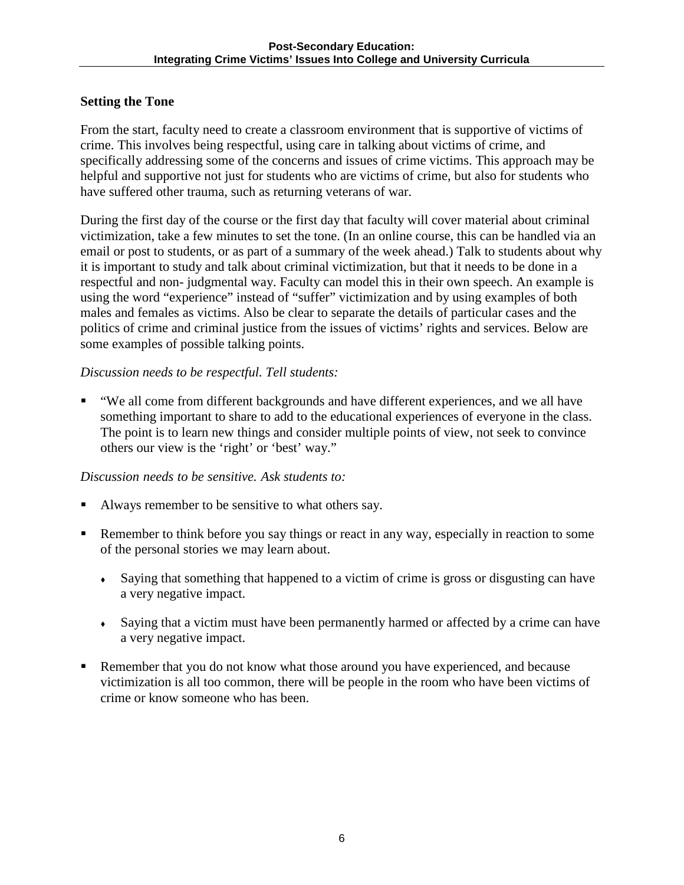## Setting the Tone

From the start, faculty need to create a classroom environment that is supportive of victims of crime. This involves being respectful, using care in talking about victims of crime, and specifically addressing some of the concerns and issues of crime victims. This approach may be helpful and supportive not just for students who are victims of crime, but also for students who have suffered other trauma, such as returning veterans of war.

During the first day of the course or the first day that faculty will cover material about criminal victimization, take a few minutes to set the tone. (In an online course, this can be handled via an email or post to students, or as part of a summary of the week ahead.) Talk to students about why it is important to study and talk about criminal victimization, but that it needs to be done in a respectful and non- judgmental way. Faculty can model this in their own speech. An example is using the word "experience" instead of "suffer" victimization and by using examples of both males and females as victims. Also be clear to separate the details of particular cases and the politics of crime and criminal justice from the issues of victims' rights and services. Below are some examples of possible talking points.

*Discussion needs to be respectful. Tell students:*

- "We all come from different backgrounds and have different experiences, and we all have something important to share to add to the educational experiences of everyone in the class. The point is to learn new things and consider multiple points of view, not seek to convince others our view is the 'right' or 'best' way."

*Discussion needs to be sensitive. Ask students to:*

- Always remember to be sensitive to what others say.
- Remember to think before you say things or react in any way, especially in reaction to some of the personal stories we may learn about.
  - Saying that something that happened to a victim of crime is gross or disgusting can have a very negative impact.
  - Saying that a victim must have been permanently harmed or affected by a crime can have a very negative impact.
- Remember that you do not know what those around you have experienced, and because victimization is all too common, there will be people in the room who have been victims of crime or know someone who has been.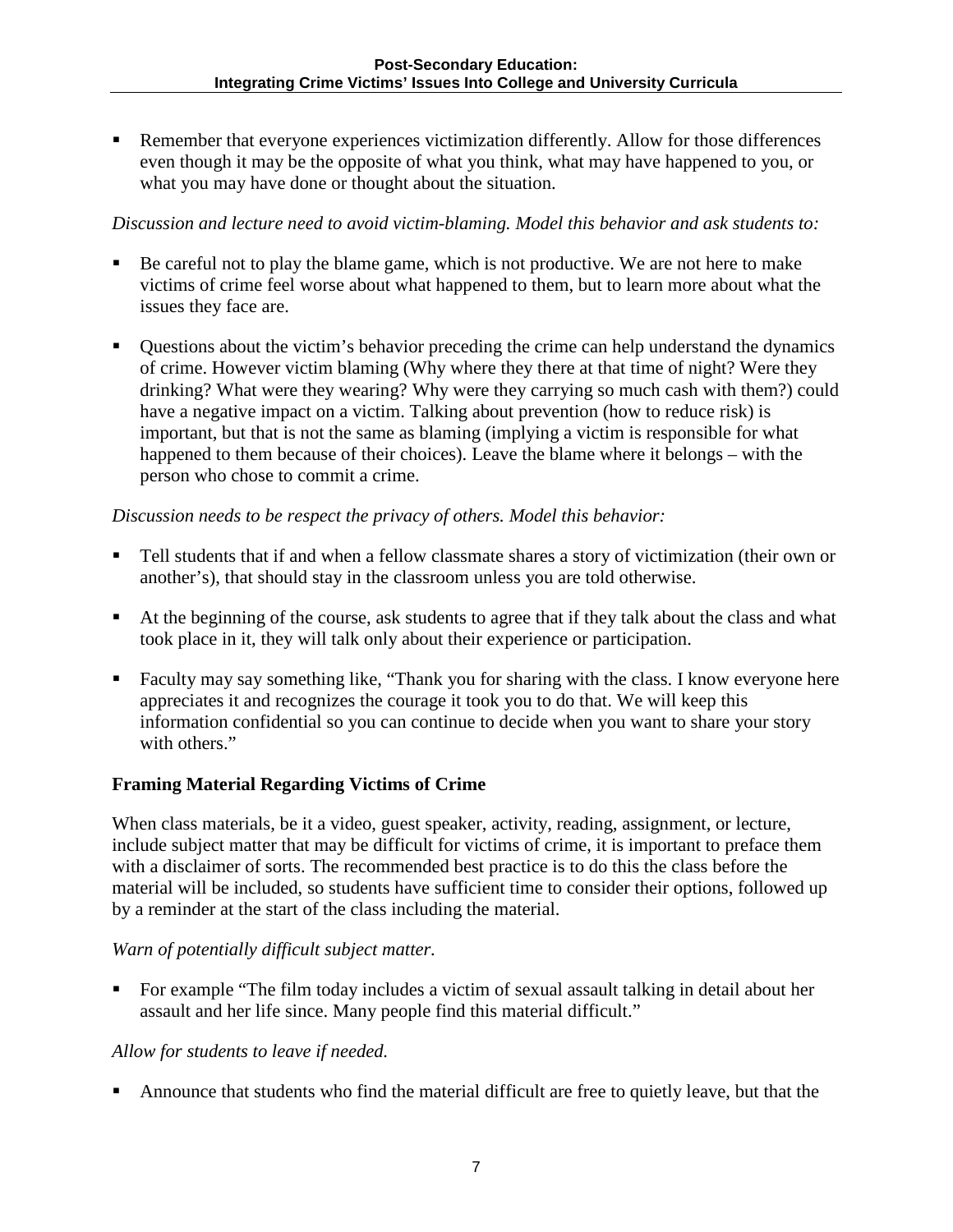- Remember that everyone experiences victimization differently. Allow for those differences even though it may be the opposite of what you think, what may have happened to you, or what you may have done or thought about the situation.

*Discussion and lecture need to avoid victim-blaming. Model this behavior and ask students to:*

- Be careful not to play the blame game, which is not productive. We are not here to make victims of crime feel worse about what happened to them, but to learn more about what the issues they face are.
- Questions about the victim's behavior preceding the crime can help understand the dynamics of crime. However victim blaming (Why where they there at that time of night? Were they drinking? What were they wearing? Why were they carrying so much cash with them?) could have a negative impact on a victim. Talking about prevention (how to reduce risk) is important, but that is not the same as blaming (implying a victim is responsible for what happened to them because of their choices). Leave the blame where it belongs – with the person who chose to commit a crime.

*Discussion needs to be respect the privacy of others. Model this behavior:*

- Tell students that if and when a fellow classmate shares a story of victimization (their own or another's), that should stay in the classroom unless you are told otherwise.
- At the beginning of the course, ask students to agree that if they talk about the class and what took place in it, they will talk only about their experience or participation.
- Faculty may say something like, "Thank you for sharing with the class. I know everyone here appreciates it and recognizes the courage it took you to do that. We will keep this information confidential so you can continue to decide when you want to share your story with others."

**Framing Material Regarding Victims of Crime**

When class materials, be it a video, guest speaker, activity, reading, assignment, or lecture, include subject matter that may be difficult for victims of crime, it is important to preface them with a disclaimer of sorts. The recommended best practice is to do this the class before the material will be included, so students have sufficient time to consider their options, followed up by a reminder at the start of the class including the material.

*Warn of potentially difficult subject matter.*

- For example "The film today includes a victim of sexual assault talking in detail about her assault and her life since. Many people find this material difficult."

*Allow for students to leave if needed.*

- Announce that students who find the material difficult are free to quietly leave, but that the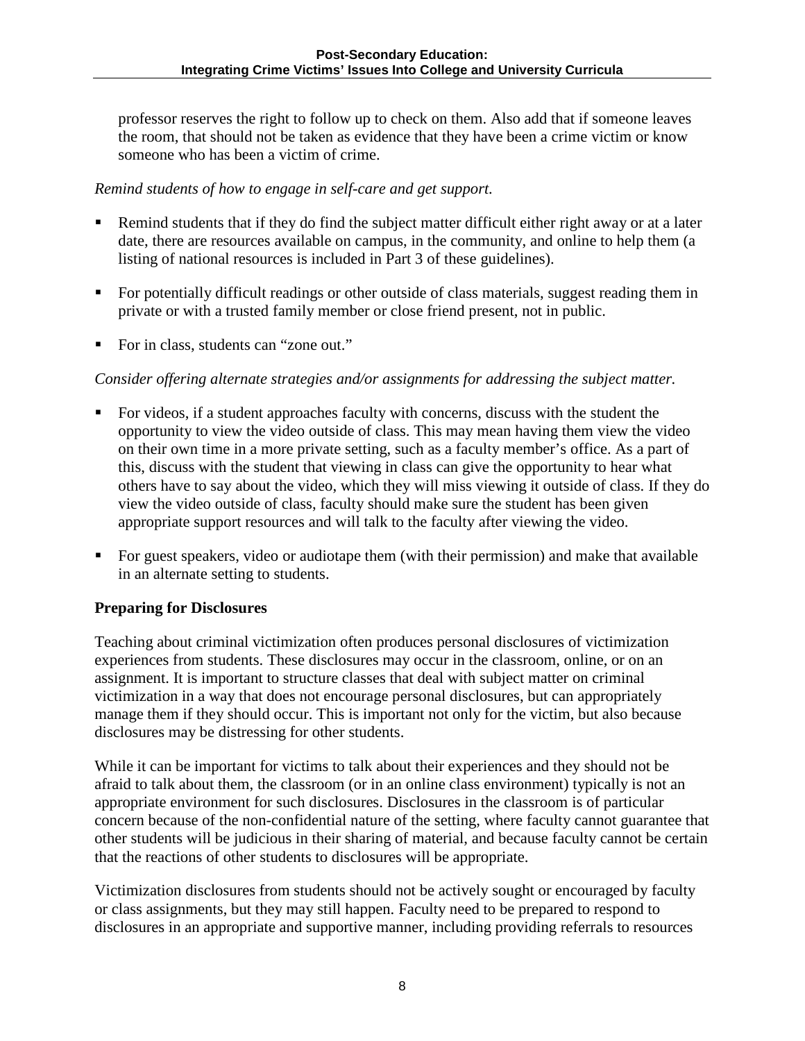professor reserves the right to follow up to check on them. Also add that if someone leaves the room, that should not be taken as evidence that they have been a crime victim or know someone who has been a victim of crime.

*Remind students of how to engage in self-care and get support.*

- Remind students that if they do find the subject matter difficult either right away or at a later date, there are resources available on campus, in the community, and online to help them (a listing of national resources is included in Part 3 of these guidelines).
- For potentially difficult readings or other outside of class materials, suggest reading them in private or with a trusted family member or close friend present, not in public.
- For in class, students can "zone out."

*Consider offering alternate strategies and/or assignments for addressing the subject matter.*

- For videos, if a student approaches faculty with concerns, discuss with the student the opportunity to view the video outside of class. This may mean having them view the video on their own time in a more private setting, such as a faculty member's office. As a part of this, discuss with the student that viewing in class can give the opportunity to hear what others have to say about the video, which they will miss viewing it outside of class. If they do view the video outside of class, faculty should make sure the student has been given appropriate support resources and will talk to the faculty after viewing the video.
- For guest speakers, video or audiotape them (with their permission) and make that available in an alternate setting to students.

**Preparing for Disclosures**

Teaching about criminal victimization often produces personal disclosures of victimization experiences from students. These disclosures may occur in the classroom, online, or on an assignment. It is important to structure classes that deal with subject matter on criminal victimization in a way that does not encourage personal disclosures, but can appropriately manage them if they should occur. This is important not only for the victim, but also because disclosures may be distressing for other students.

While it can be important for victims to talk about their experiences and they should not be afraid to talk about them, the classroom (or in an online class environment) typically is not an appropriate environment for such disclosures. Disclosures in the classroom is of particular concern because of the non-confidential nature of the setting, where faculty cannot guarantee that other students will be judicious in their sharing of material, and because faculty cannot be certain that the reactions of other students to disclosures will be appropriate.

Victimization disclosures from students should not be actively sought or encouraged by faculty or class assignments, but they may still happen. Faculty need to be prepared to respond to disclosures in an appropriate and supportive manner, including providing referrals to resources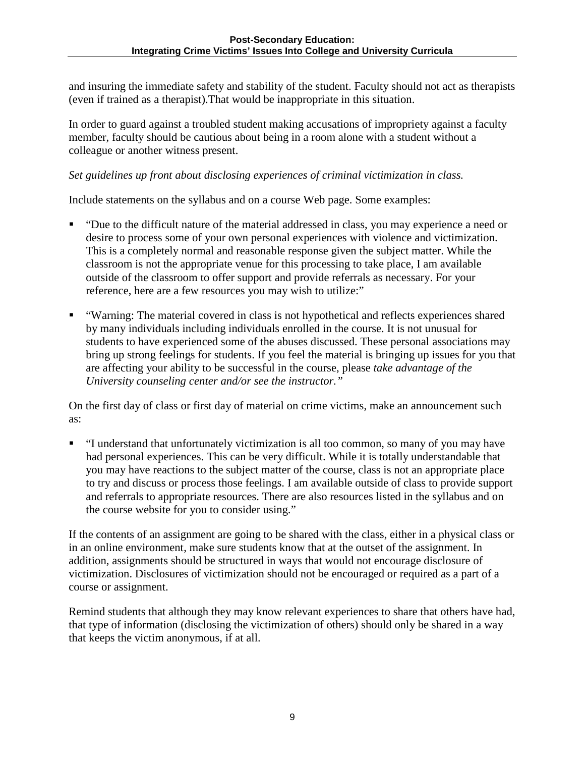and insuring the immediate safety and stability of the student. Faculty should not act as therapists (even if trained as a therapist).That would be inappropriate in this situation.

In order to guard against a troubled student making accusations of impropriety against a faculty member, faculty should be cautious about being in a room alone with a student without a colleague or another witness present.

*Set guidelines up front about disclosing experiences of criminal victimization in class.*

Include statements on the syllabus and on a course Web page. Some examples:

- "Due to the difficult nature of the material addressed in class, you may experience a need or desire to process some of your own personal experiences with violence and victimization. This is a completely normal and reasonable response given the subject matter. While the classroom is not the appropriate venue for this processing to take place, I am available outside of the classroom to offer support and provide referrals as necessary. For your reference, here are a few resources you may wish to utilize:"
- "Warning: The material covered in class is not hypothetical and reflects experiences shared by many individuals including individuals enrolled in the course. It is not unusual for students to have experienced some of the abuses discussed. These personal associations may bring up strong feelings for students. If you feel the material is bringing up issues for you that are affecting your ability to be successful in the course, please *take advantage of the University counseling center and/or see the instructor."*

On the first day of class or first day of material on crime victims, make an announcement such as:

- "I understand that unfortunately victimization is all too common, so many of you may have had personal experiences. This can be very difficult. While it is totally understandable that you may have reactions to the subject matter of the course, class is not an appropriate place to try and discuss or process those feelings. I am available outside of class to provide support and referrals to appropriate resources. There are also resources listed in the syllabus and on the course website for you to consider using."

If the contents of an assignment are going to be shared with the class, either in a physical class or in an online environment, make sure students know that at the outset of the assignment. In addition, assignments should be structured in ways that would not encourage disclosure of victimization. Disclosures of victimization should not be encouraged or required as a part of a course or assignment.

Remind students that although they may know relevant experiences to share that others have had, that type of information (disclosing the victimization of others) should only be shared in a way that keeps the victim anonymous, if at all.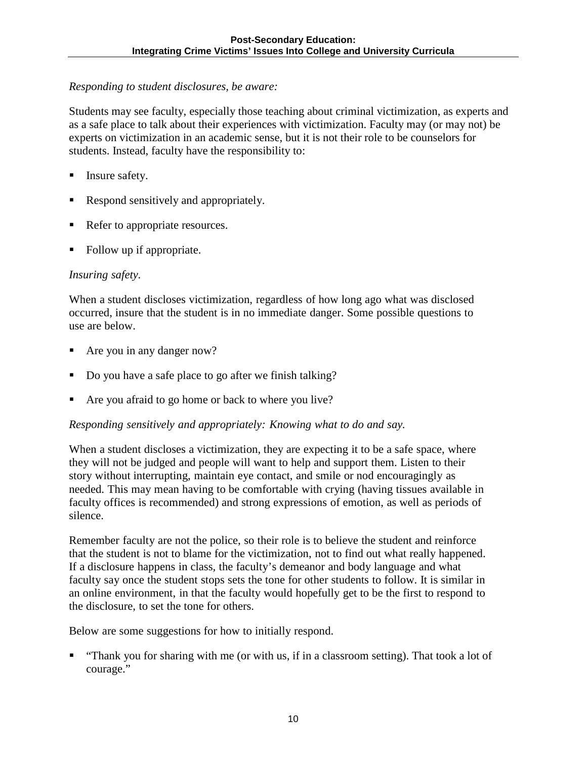*Responding to student disclosures, be aware:*

Students may see faculty, especially those teaching about criminal victimization, as experts and as a safe place to talk about their experiences with victimization. Faculty may (or may not) be experts on victimization in an academic sense, but it is not their role to be counselors for students. Instead, faculty have the responsibility to:

- Insure safety.
- Respond sensitively and appropriately.
- Refer to appropriate resources.
- Follow up if appropriate.

*Insuring safety.*

When a student discloses victimization, regardless of how long ago what was disclosed occurred, insure that the student is in no immediate danger. Some possible questions to use are below.

- Are you in any danger now?
- Do you have a safe place to go after we finish talking?
- Are you afraid to go home or back to where you live?

*Responding sensitively and appropriately: Knowing what to do and say.*

When a student discloses a victimization, they are expecting it to be a safe space, where they will not be judged and people will want to help and support them. Listen to their story without interrupting, maintain eye contact, and smile or nod encouragingly as needed. This may mean having to be comfortable with crying (having tissues available in faculty offices is recommended) and strong expressions of emotion, as well as periods of silence.

Remember faculty are not the police, so their role is to believe the student and reinforce that the student is not to blame for the victimization, not to find out what really happened. If a disclosure happens in class, the faculty's demeanor and body language and what faculty say once the student stops sets the tone for other students to follow. It is similar in an online environment, in that the faculty would hopefully get to be the first to respond to the disclosure, to set the tone for others.

Below are some suggestions for how to initially respond.

- "Thank you for sharing with me (or with us, if in a classroom setting). That took a lot of courage."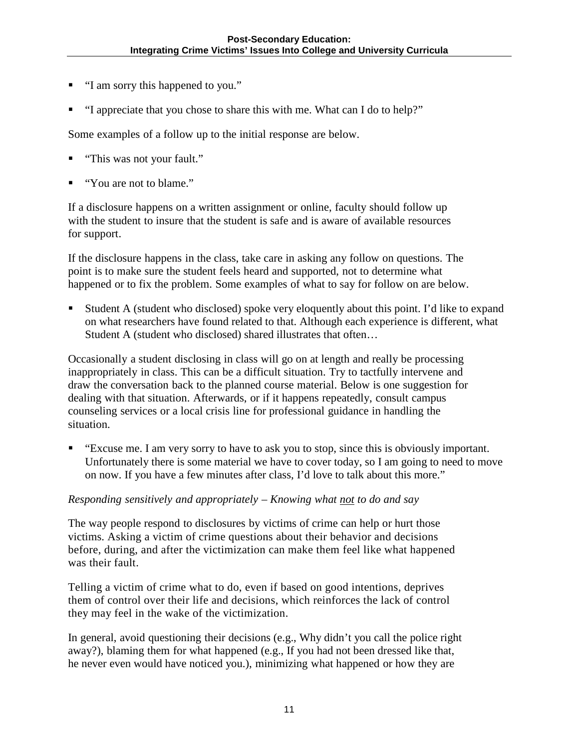- "I am sorry this happened to you."
- "I appreciate that you chose to share this with me. What can I do to help?"

Some examples of a follow up to the initial response are below.

- "This was not your fault."
- "You are not to blame."

If a disclosure happens on a written assignment or online, faculty should follow up with the student to insure that the student is safe and is aware of available resources for support.

If the disclosure happens in the class, take care in asking any follow on questions. The point is to make sure the student feels heard and supported, not to determine what happened or to fix the problem. Some examples of what to say for follow on are below.

- Student A (student who disclosed) spoke very eloquently about this point. I'd like to expand on what researchers have found related to that. Although each experience is different, what Student A (student who disclosed) shared illustrates that often…

Occasionally a student disclosing in class will go on at length and really be processing inappropriately in class. This can be a difficult situation. Try to tactfully intervene and draw the conversation back to the planned course material. Below is one suggestion for dealing with that situation. Afterwards, or if it happens repeatedly, consult campus counseling services or a local crisis line for professional guidance in handling the situation.

- "Excuse me. I am very sorry to have to ask you to stop, since this is obviously important. Unfortunately there is some material we have to cover today, so I am going to need to move on now. If you have a few minutes after class, I'd love to talk about this more."

*Responding sensitively and appropriately – Knowing what <u>not</u> to do and say*

The way people respond to disclosures by victims of crime can help or hurt those victims. Asking a victim of crime questions about their behavior and decisions before, during, and after the victimization can make them feel like what happened was their fault.

Telling a victim of crime what to do, even if based on good intentions, deprives them of control over their life and decisions, which reinforces the lack of control they may feel in the wake of the victimization.

In general, avoid questioning their decisions (e.g., Why didn't you call the police right away?), blaming them for what happened (e.g., If you had not been dressed like that, he never even would have noticed you.), minimizing what happened or how they are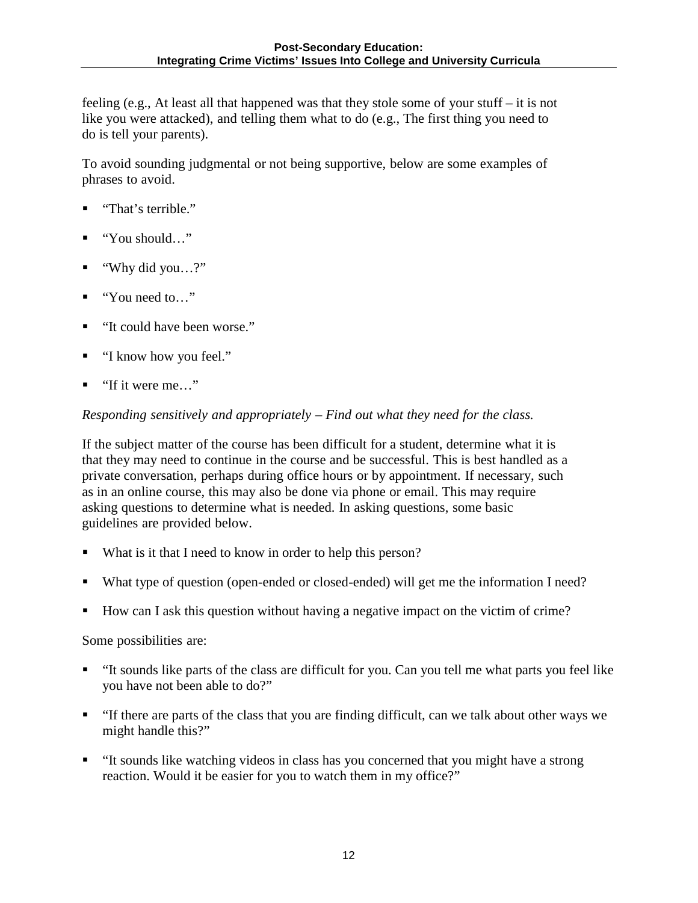feeling (e.g., At least all that happened was that they stole some of your stuff – it is not like you were attacked), and telling them what to do (e.g., The first thing you need to do is tell your parents).

To avoid sounding judgmental or not being supportive, below are some examples of phrases to avoid.

- "That's terrible."
- "You should…"
- "Why did you…?"
- "You need to…"
- "It could have been worse."
- "I know how you feel."
- "If it were me…"

*Responding sensitively and appropriately – Find out what they need for the class.*

If the subject matter of the course has been difficult for a student, determine what it is that they may need to continue in the course and be successful. This is best handled as a private conversation, perhaps during office hours or by appointment. If necessary, such as in an online course, this may also be done via phone or email. This may require asking questions to determine what is needed. In asking questions, some basic guidelines are provided below.

- What is it that I need to know in order to help this person?
- What type of question (open-ended or closed-ended) will get me the information I need?
- How can I ask this question without having a negative impact on the victim of crime?

Some possibilities are:

- "It sounds like parts of the class are difficult for you. Can you tell me what parts you feel like you have not been able to do?"
- "If there are parts of the class that you are finding difficult, can we talk about other ways we might handle this?"
- "It sounds like watching videos in class has you concerned that you might have a strong reaction. Would it be easier for you to watch them in my office?"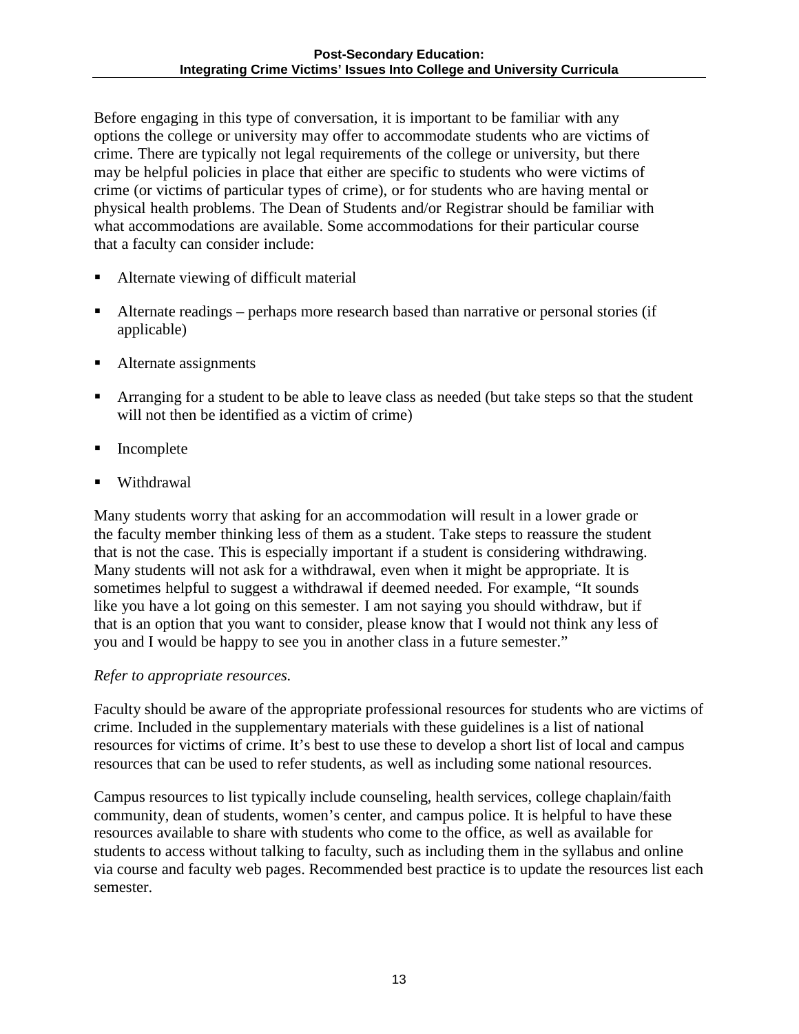Before engaging in this type of conversation, it is important to be familiar with any options the college or university may offer to accommodate students who are victims of crime. There are typically not legal requirements of the college or university, but there may be helpful policies in place that either are specific to students who were victims of crime (or victims of particular types of crime), or for students who are having mental or physical health problems. The Dean of Students and/or Registrar should be familiar with what accommodations are available. Some accommodations for their particular course that a faculty can consider include:

- Alternate viewing of difficult material
- Alternate readings – perhaps more research based than narrative or personal stories (if applicable)
- Alternate assignments
- Arranging for a student to be able to leave class as needed (but take steps so that the student will not then be identified as a victim of crime)
- Incomplete
- Withdrawal

Many students worry that asking for an accommodation will result in a lower grade or the faculty member thinking less of them as a student. Take steps to reassure the student that is not the case. This is especially important if a student is considering withdrawing. Many students will not ask for a withdrawal, even when it might be appropriate. It is sometimes helpful to suggest a withdrawal if deemed needed. For example, "It sounds like you have a lot going on this semester. I am not saying you should withdraw, but if that is an option that you want to consider, please know that I would not think any less of you and I would be happy to see you in another class in a future semester."

*Refer to appropriate resources.*

Faculty should be aware of the appropriate professional resources for students who are victims of crime. Included in the supplementary materials with these guidelines is a list of national resources for victims of crime. It's best to use these to develop a short list of local and campus resources that can be used to refer students, as well as including some national resources.

Campus resources to list typically include counseling, health services, college chaplain/faith community, dean of students, women's center, and campus police. It is helpful to have these resources available to share with students who come to the office, as well as available for students to access without talking to faculty, such as including them in the syllabus and online via course and faculty web pages. Recommended best practice is to update the resources list each semester.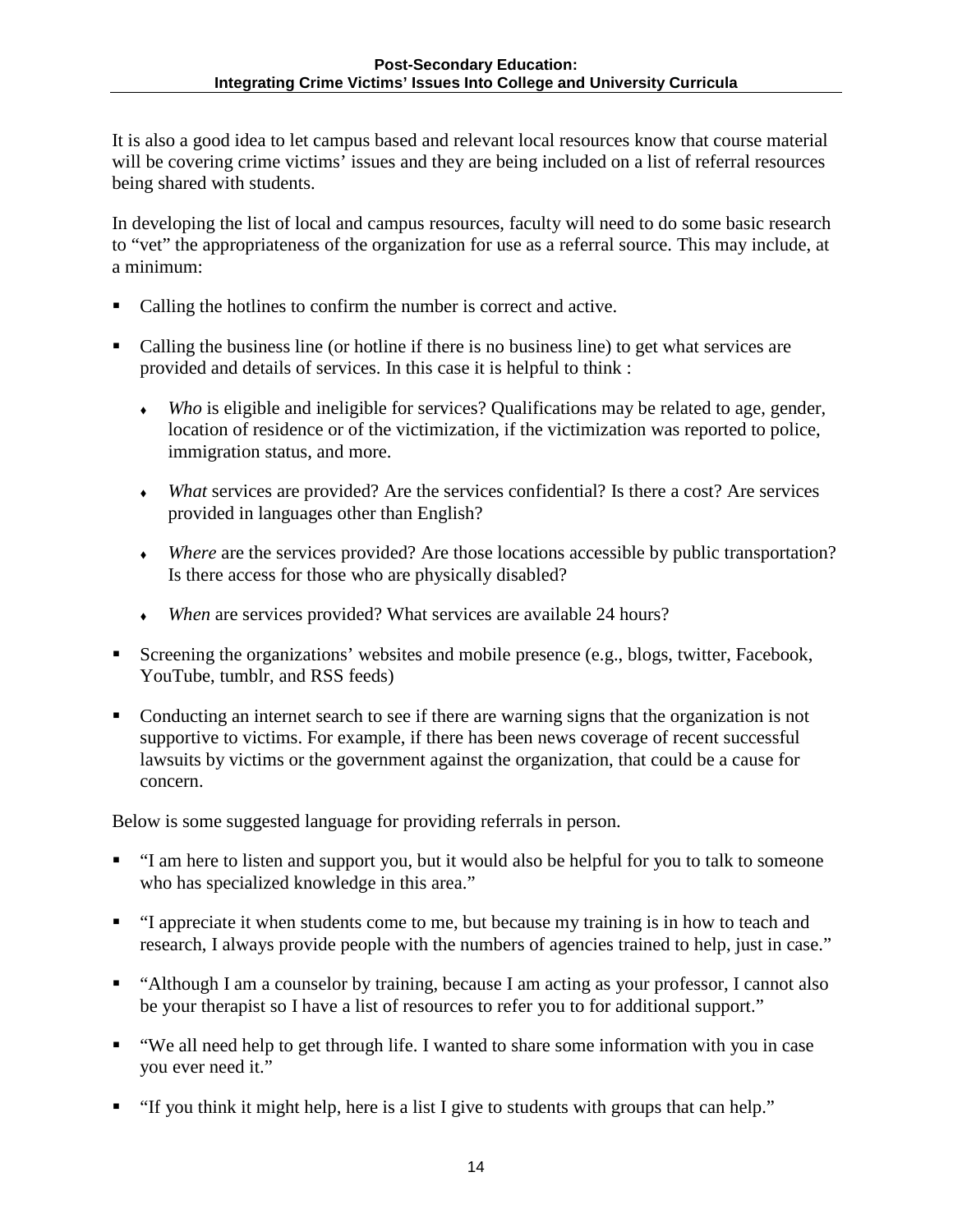It is also a good idea to let campus based and relevant local resources know that course material will be covering crime victims' issues and they are being included on a list of referral resources being shared with students.

In developing the list of local and campus resources, faculty will need to do some basic research to "vet" the appropriateness of the organization for use as a referral source. This may include, at a minimum:

- Calling the hotlines to confirm the number is correct and active.
- Calling the business line (or hotline if there is no business line) to get what services are provided and details of services. In this case it is helpful to think :
  - *Who* is eligible and ineligible for services? Qualifications may be related to age, gender, location of residence or of the victimization, if the victimization was reported to police, immigration status, and more.
  - *What* services are provided? Are the services confidential? Is there a cost? Are services provided in languages other than English?
  - *Where* are the services provided? Are those locations accessible by public transportation? Is there access for those who are physically disabled?
  - *When* are services provided? What services are available 24 hours?
- Screening the organizations' websites and mobile presence (e.g., blogs, twitter, Facebook, YouTube, tumblr, and RSS feeds)
- Conducting an internet search to see if there are warning signs that the organization is not supportive to victims. For example, if there has been news coverage of recent successful lawsuits by victims or the government against the organization, that could be a cause for concern.

Below is some suggested language for providing referrals in person.

- "I am here to listen and support you, but it would also be helpful for you to talk to someone who has specialized knowledge in this area."
- "I appreciate it when students come to me, but because my training is in how to teach and research, I always provide people with the numbers of agencies trained to help, just in case."
- "Although I am a counselor by training, because I am acting as your professor, I cannot also be your therapist so I have a list of resources to refer you to for additional support."
- "We all need help to get through life. I wanted to share some information with you in case you ever need it."
- "If you think it might help, here is a list I give to students with groups that can help."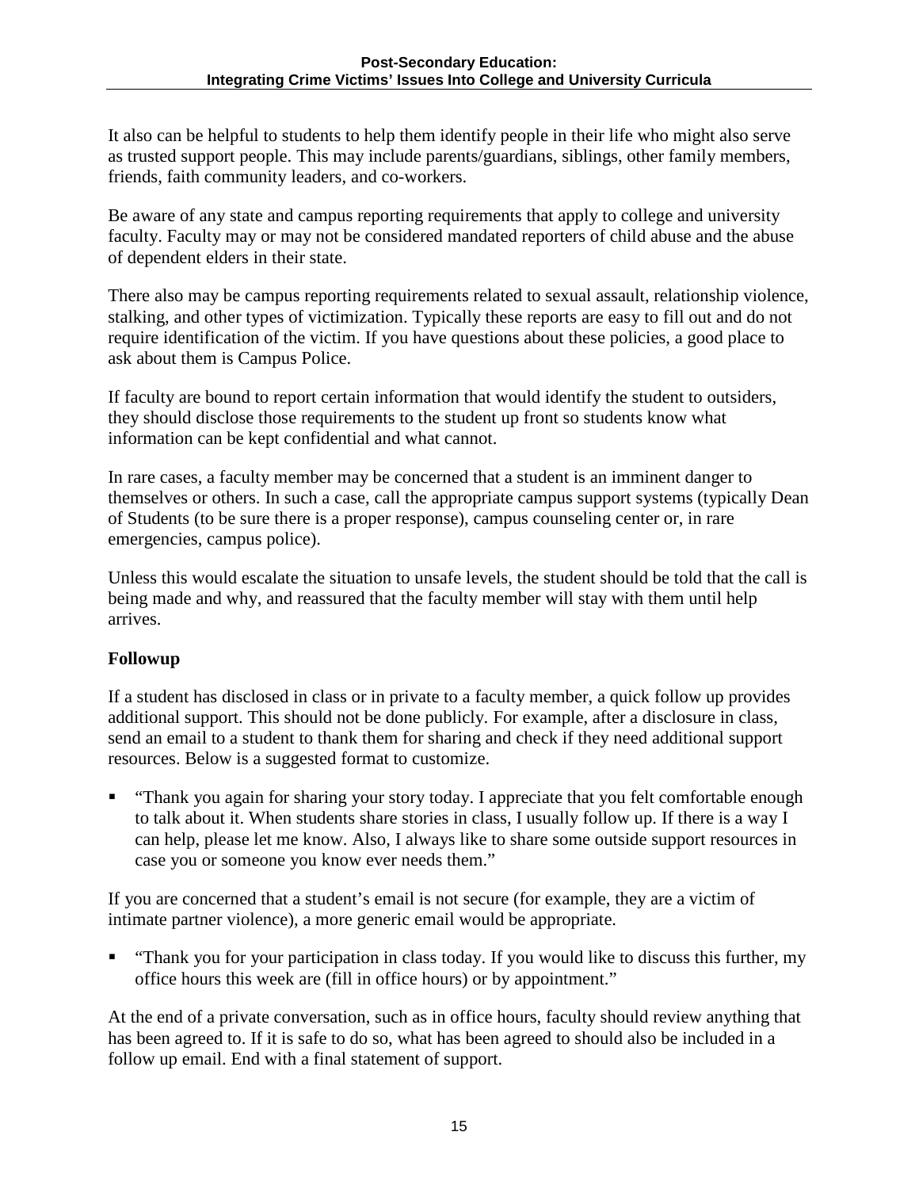It also can be helpful to students to help them identify people in their life who might also serve as trusted support people. This may include parents/guardians, siblings, other family members, friends, faith community leaders, and co-workers.

Be aware of any state and campus reporting requirements that apply to college and university faculty. Faculty may or may not be considered mandated reporters of child abuse and the abuse of dependent elders in their state.

There also may be campus reporting requirements related to sexual assault, relationship violence, stalking, and other types of victimization. Typically these reports are easy to fill out and do not require identification of the victim. If you have questions about these policies, a good place to ask about them is Campus Police.

If faculty are bound to report certain information that would identify the student to outsiders, they should disclose those requirements to the student up front so students know what information can be kept confidential and what cannot.

In rare cases, a faculty member may be concerned that a student is an imminent danger to themselves or others. In such a case, call the appropriate campus support systems (typically Dean of Students (to be sure there is a proper response), campus counseling center or, in rare emergencies, campus police).

Unless this would escalate the situation to unsafe levels, the student should be told that the call is being made and why, and reassured that the faculty member will stay with them until help arrives.

**Followup**

If a student has disclosed in class or in private to a faculty member, a quick follow up provides additional support. This should not be done publicly. For example, after a disclosure in class, send an email to a student to thank them for sharing and check if they need additional support resources. Below is a suggested format to customize.

- "Thank you again for sharing your story today. I appreciate that you felt comfortable enough to talk about it. When students share stories in class, I usually follow up. If there is a way I can help, please let me know. Also, I always like to share some outside support resources in case you or someone you know ever needs them."

If you are concerned that a student's email is not secure (for example, they are a victim of intimate partner violence), a more generic email would be appropriate.

- "Thank you for your participation in class today. If you would like to discuss this further, my office hours this week are (fill in office hours) or by appointment."

At the end of a private conversation, such as in office hours, faculty should review anything that has been agreed to. If it is safe to do so, what has been agreed to should also be included in a follow up email. End with a final statement of support.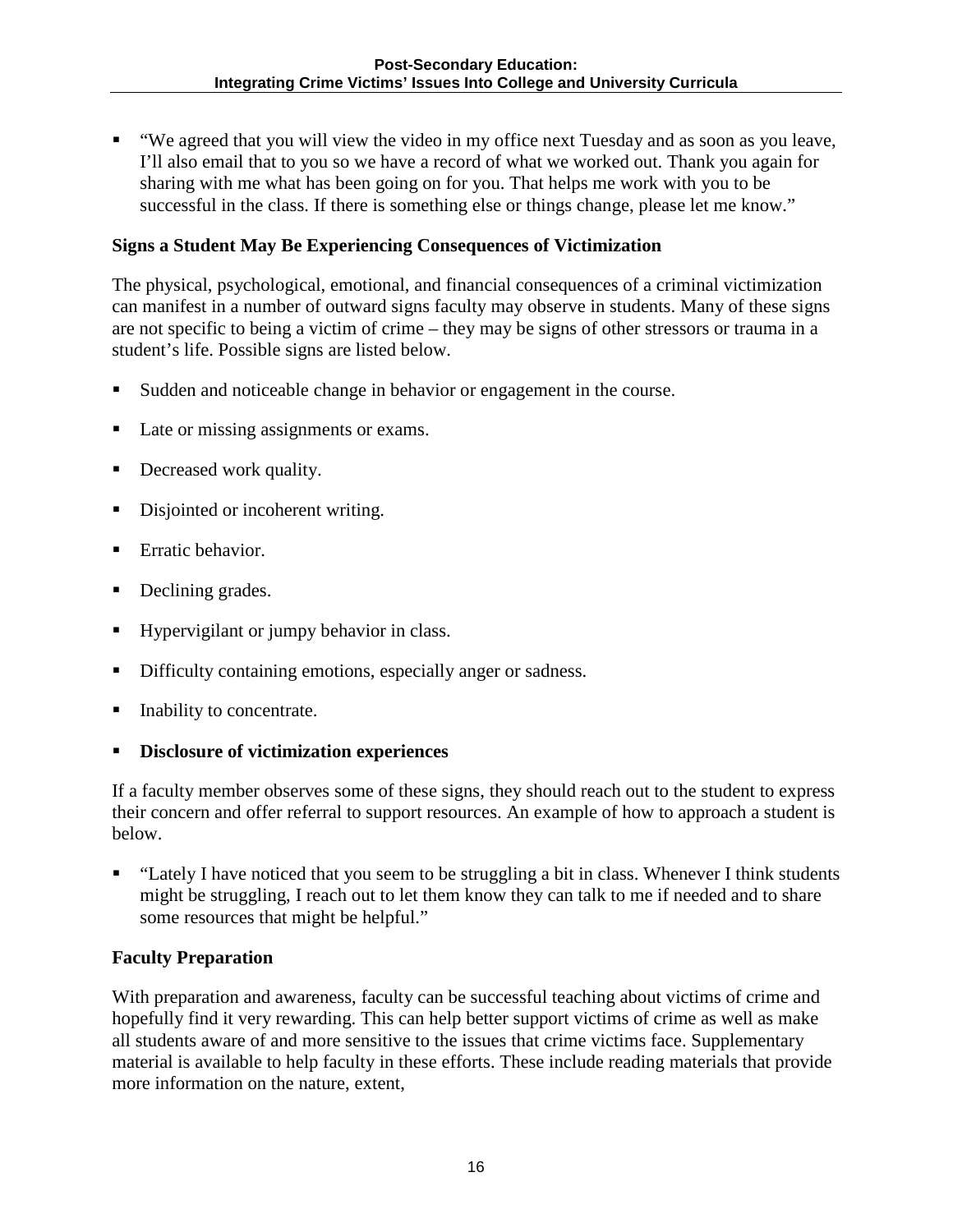- "We agreed that you will view the video in my office next Tuesday and as soon as you leave, I'll also email that to you so we have a record of what we worked out. Thank you again for sharing with me what has been going on for you. That helps me work with you to be successful in the class. If there is something else or things change, please let me know."

### Signs a Student May Be Experiencing Consequences of Victimization

The physical, psychological, emotional, and financial consequences of a criminal victimization can manifest in a number of outward signs faculty may observe in students. Many of these signs are not specific to being a victim of crime – they may be signs of other stressors or trauma in a student's life. Possible signs are listed below.

- Sudden and noticeable change in behavior or engagement in the course.
- Late or missing assignments or exams.
- Decreased work quality.
- Disjointed or incoherent writing.
- Erratic behavior.
- Declining grades.
- Hypervigilant or jumpy behavior in class.
- Difficulty containing emotions, especially anger or sadness.
- Inability to concentrate.
- **Disclosure of victimization experiences**

If a faculty member observes some of these signs, they should reach out to the student to express their concern and offer referral to support resources. An example of how to approach a student is below.

- "Lately I have noticed that you seem to be struggling a bit in class. Whenever I think students might be struggling, I reach out to let them know they can talk to me if needed and to share some resources that might be helpful."

### Faculty Preparation

With preparation and awareness, faculty can be successful teaching about victims of crime and hopefully find it very rewarding. This can help better support victims of crime as well as make all students aware of and more sensitive to the issues that crime victims face. Supplementary material is available to help faculty in these efforts. These include reading materials that provide more information on the nature, extent,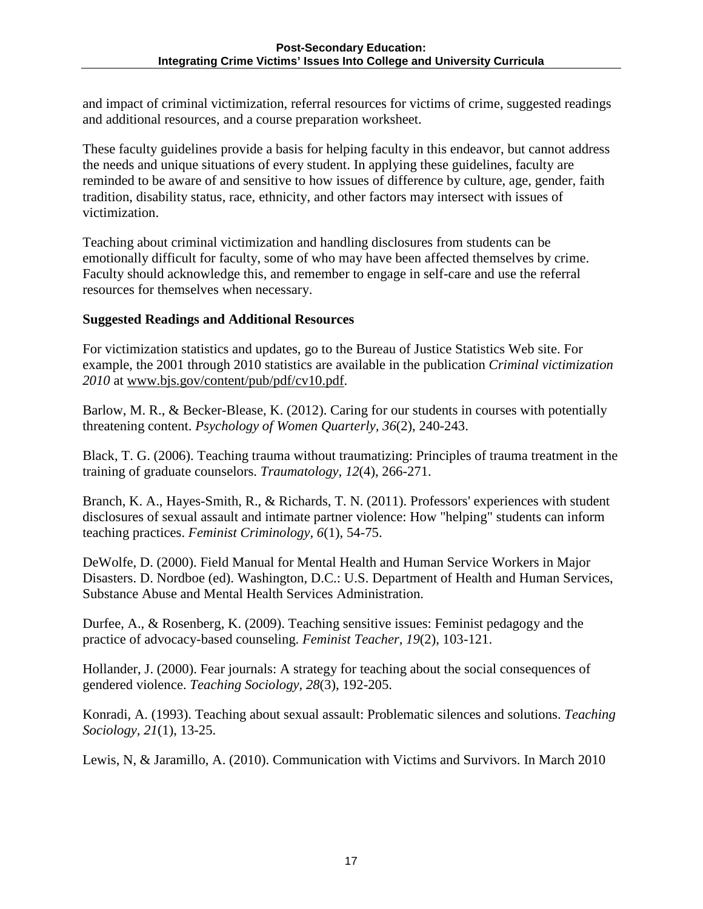and impact of criminal victimization, referral resources for victims of crime, suggested readings and additional resources, and a course preparation worksheet.

These faculty guidelines provide a basis for helping faculty in this endeavor, but cannot address the needs and unique situations of every student. In applying these guidelines, faculty are reminded to be aware of and sensitive to how issues of difference by culture, age, gender, faith tradition, disability status, race, ethnicity, and other factors may intersect with issues of victimization.

Teaching about criminal victimization and handling disclosures from students can be emotionally difficult for faculty, some of who may have been affected themselves by crime. Faculty should acknowledge this, and remember to engage in self-care and use the referral resources for themselves when necessary.

**Suggested Readings and Additional Resources**

For victimization statistics and updates, go to the Bureau of Justice Statistics Web site. For example, the 2001 through 2010 statistics are available in the publication *Criminal victimization 2010* at www.bjs.gov/content/pub/pdf/cv10.pdf.

Barlow, M. R., & Becker-Blease, K. (2012). Caring for our students in courses with potentially threatening content. *Psychology of Women Quarterly, 36*(2), 240-243.

Black, T. G. (2006). Teaching trauma without traumatizing: Principles of trauma treatment in the training of graduate counselors. *Traumatology, 12*(4), 266-271.

Branch, K. A., Hayes-Smith, R., & Richards, T. N. (2011). Professors' experiences with student disclosures of sexual assault and intimate partner violence: How "helping" students can inform teaching practices. *Feminist Criminology, 6*(1), 54-75.

DeWolfe, D. (2000). Field Manual for Mental Health and Human Service Workers in Major Disasters. D. Nordboe (ed). Washington, D.C.: U.S. Department of Health and Human Services, Substance Abuse and Mental Health Services Administration.

Durfee, A., & Rosenberg, K. (2009). Teaching sensitive issues: Feminist pedagogy and the practice of advocacy-based counseling. *Feminist Teacher, 19*(2), 103-121.

Hollander, J. (2000). Fear journals: A strategy for teaching about the social consequences of gendered violence. *Teaching Sociology, 28*(3), 192-205.

Konradi, A. (1993). Teaching about sexual assault: Problematic silences and solutions. *Teaching Sociology, 21*(1), 13-25.

Lewis, N, & Jaramillo, A. (2010). Communication with Victims and Survivors. In March 2010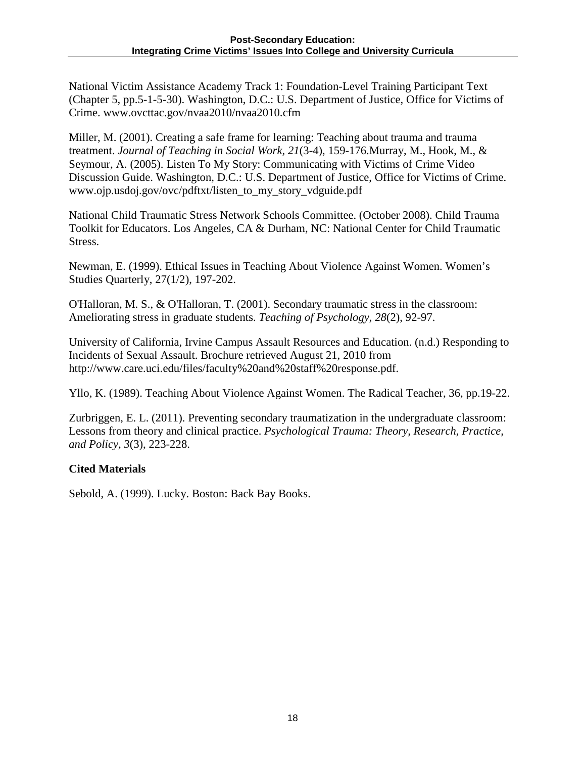National Victim Assistance Academy Track 1: Foundation-Level Training Participant Text (Chapter 5, pp.5-1-5-30). Washington, D.C.: U.S. Department of Justice, Office for Victims of Crime. www.ovcttac.gov/nvaa2010/nvaa2010.cfm

Miller, M. (2001). Creating a safe frame for learning: Teaching about trauma and trauma treatment. *Journal of Teaching in Social Work, 21*(3-4), 159-176.Murray, M., Hook, M., & Seymour, A. (2005). Listen To My Story: Communicating with Victims of Crime Video Discussion Guide. Washington, D.C.: U.S. Department of Justice, Office for Victims of Crime. www.ojp.usdoj.gov/ovc/pdftxt/listen_to_my_story_vdguide.pdf

National Child Traumatic Stress Network Schools Committee. (October 2008). Child Trauma Toolkit for Educators. Los Angeles, CA & Durham, NC: National Center for Child Traumatic Stress.

Newman, E. (1999). Ethical Issues in Teaching About Violence Against Women. Women's Studies Quarterly, 27(1/2), 197-202.

O'Halloran, M. S., & O'Halloran, T. (2001). Secondary traumatic stress in the classroom: Ameliorating stress in graduate students. *Teaching of Psychology, 28*(2), 92-97.

University of California, Irvine Campus Assault Resources and Education. (n.d.) Responding to Incidents of Sexual Assault. Brochure retrieved August 21, 2010 from http://www.care.uci.edu/files/faculty%20and%20staff%20response.pdf.

Yllo, K. (1989). Teaching About Violence Against Women. The Radical Teacher, 36, pp.19-22.

Zurbriggen, E. L. (2011). Preventing secondary traumatization in the undergraduate classroom: Lessons from theory and clinical practice. *Psychological Trauma: Theory, Research, Practice, and Policy*, *3*(3), 223-228.

**Cited Materials**

Sebold, A. (1999). Lucky. Boston: Back Bay Books.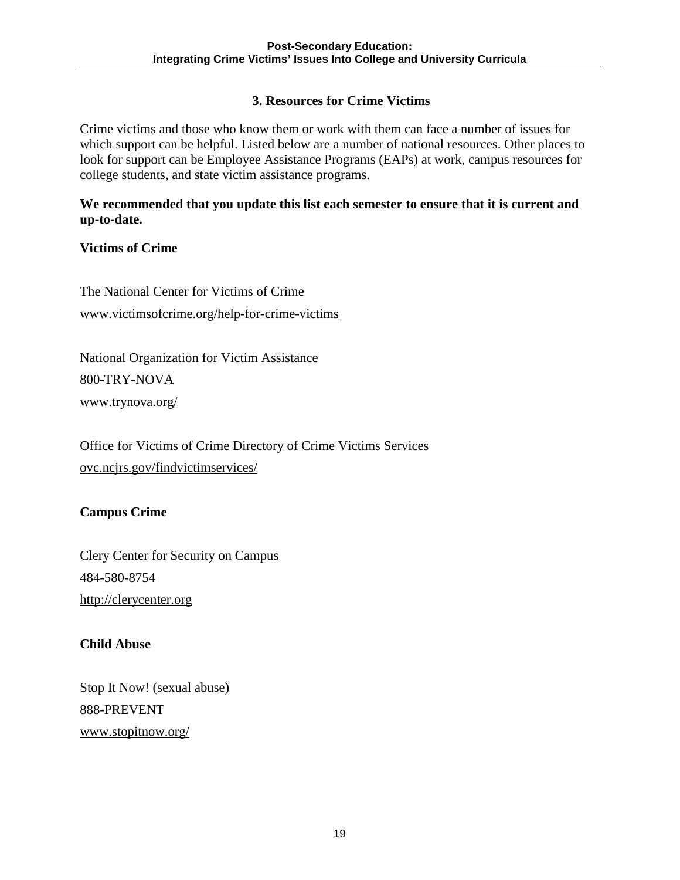## 3. Resources for Crime Victims

Crime victims and those who know them or work with them can face a number of issues for which support can be helpful. Listed below are a number of national resources. Other places to look for support can be Employee Assistance Programs (EAPs) at work, campus resources for college students, and state victim assistance programs.

**We recommended that you update this list each semester to ensure that it is current and up-to-date.**

**Victims of Crime**

The National Center for Victims of Crime
www.victimsofcrime.org/help-for-crime-victims

National Organization for Victim Assistance
800-TRY-NOVA
www.trynova.org/

Office for Victims of Crime Directory of Crime Victims Services
ovc.ncjrs.gov/findvictimservices/

**Campus Crime**

Clery Center for Security on Campus
484-580-8754
http://clerycenter.org

**Child Abuse**

Stop It Now! (sexual abuse)
888-PREVENT
www.stopitnow.org/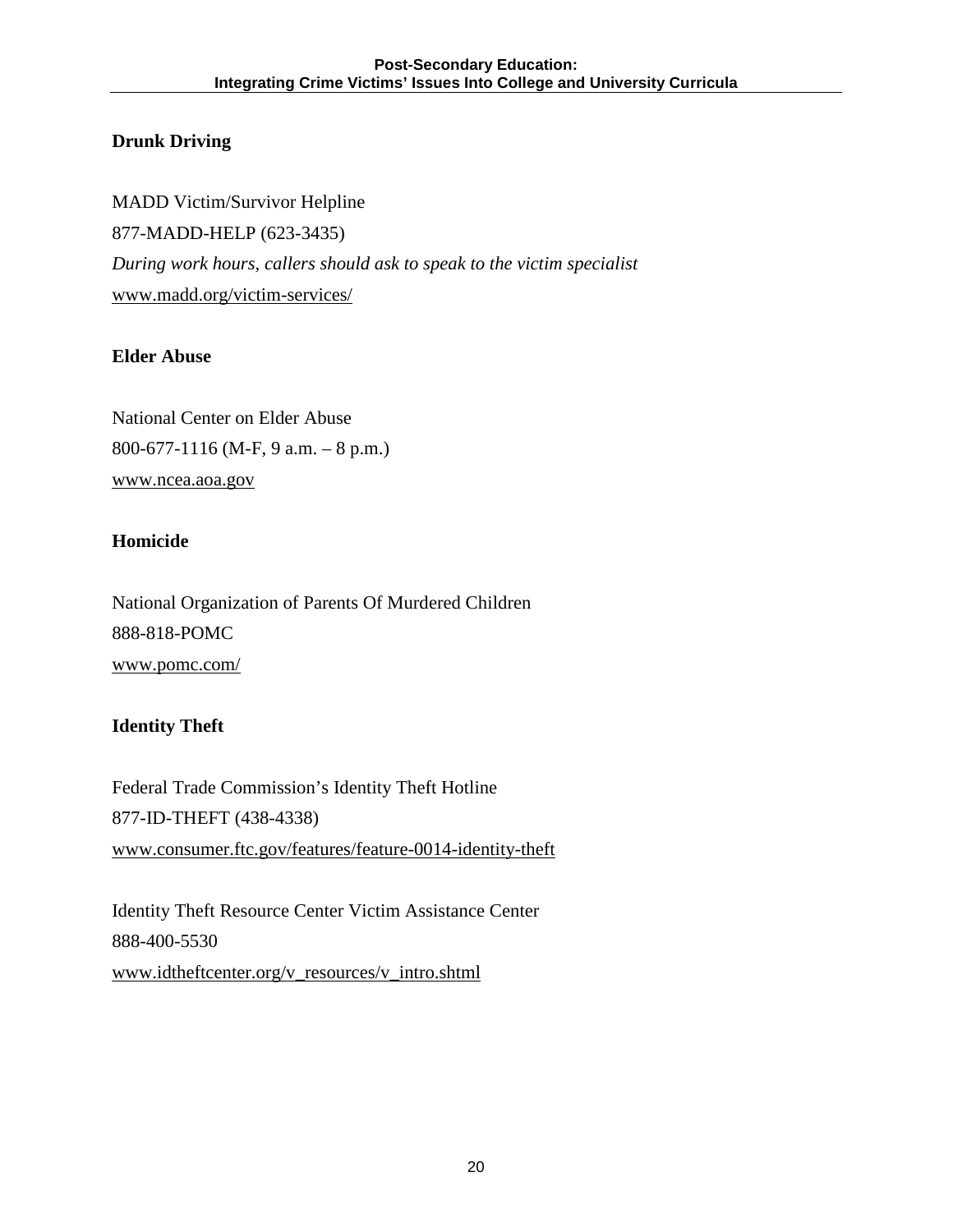**Drunk Driving**

MADD Victim/Survivor Helpline
877-MADD-HELP (623-3435)
*During work hours, callers should ask to speak to the victim specialist*
www.madd.org/victim-services/

**Elder Abuse**

National Center on Elder Abuse
800-677-1116 (M-F, 9 a.m. – 8 p.m.)
www.ncea.aoa.gov

**Homicide**

National Organization of Parents Of Murdered Children
888-818-POMC
www.pomc.com/

**Identity Theft**

Federal Trade Commission's Identity Theft Hotline
877-ID-THEFT (438-4338)
www.consumer.ftc.gov/features/feature-0014-identity-theft

Identity Theft Resource Center Victim Assistance Center
888-400-5530
www.idtheftcenter.org/v_resources/v_intro.shtml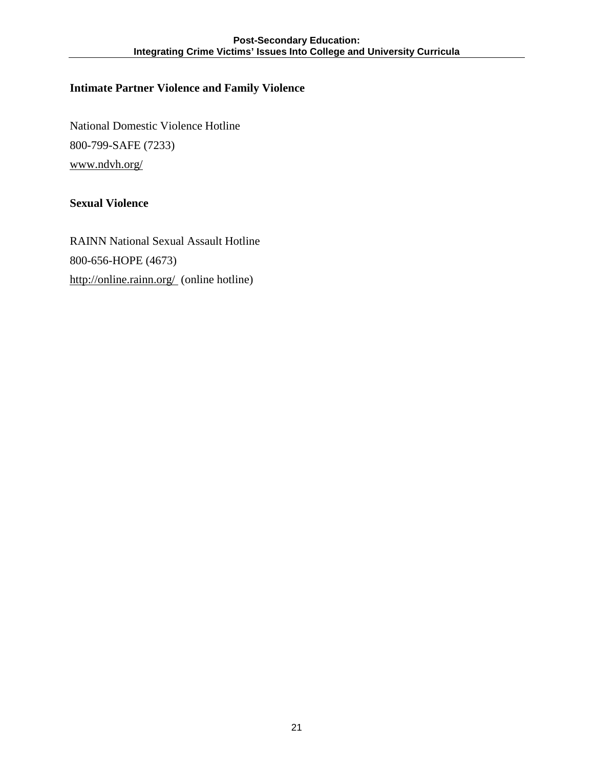### Intimate Partner Violence and Family Violence

National Domestic Violence Hotline

800-799-SAFE (7233)

www.ndvh.org/

### Sexual Violence

RAINN National Sexual Assault Hotline

800-656-HOPE (4673)

http://online.rainn.org/ (online hotline)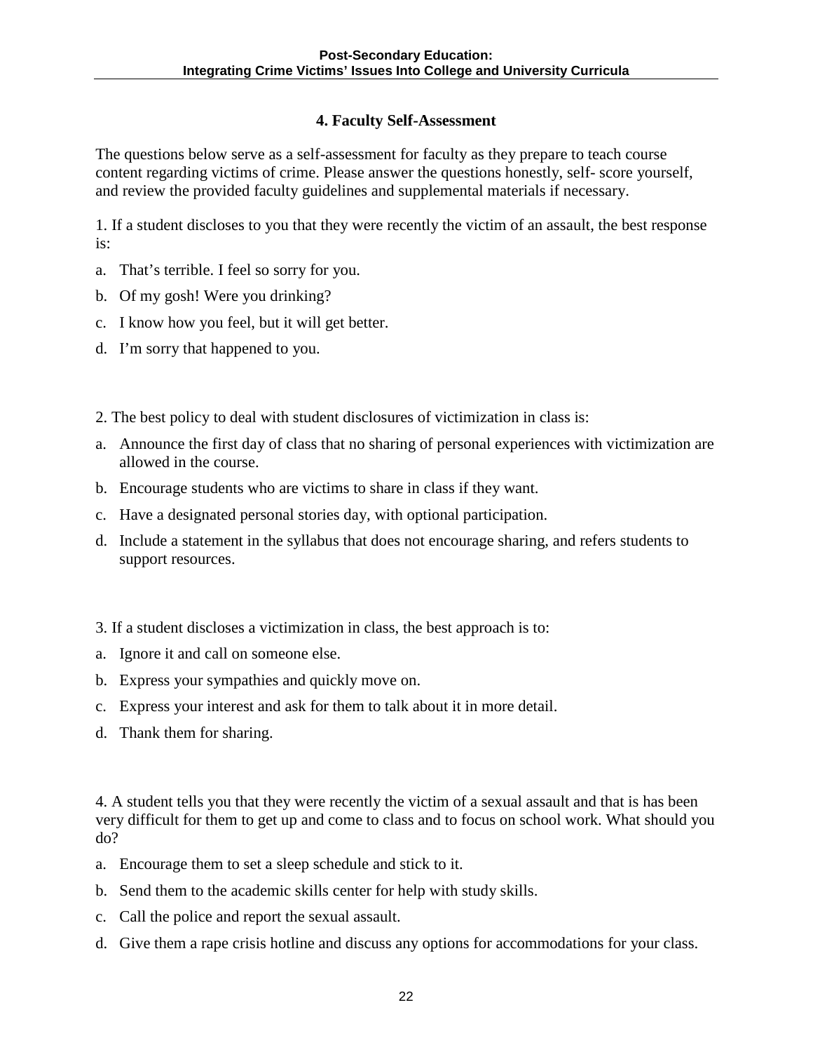## 4. Faculty Self-Assessment

The questions below serve as a self-assessment for faculty as they prepare to teach course content regarding victims of crime. Please answer the questions honestly, self- score yourself, and review the provided faculty guidelines and supplemental materials if necessary.

1. If a student discloses to you that they were recently the victim of an assault, the best response is:

a. That's terrible. I feel so sorry for you.

b. Of my gosh! Were you drinking?

c. I know how you feel, but it will get better.

d. I'm sorry that happened to you.

2. The best policy to deal with student disclosures of victimization in class is:

a. Announce the first day of class that no sharing of personal experiences with victimization are allowed in the course.

b. Encourage students who are victims to share in class if they want.

c. Have a designated personal stories day, with optional participation.

d. Include a statement in the syllabus that does not encourage sharing, and refers students to support resources.

3. If a student discloses a victimization in class, the best approach is to:

a. Ignore it and call on someone else.

b. Express your sympathies and quickly move on.

c. Express your interest and ask for them to talk about it in more detail.

d. Thank them for sharing.

4. A student tells you that they were recently the victim of a sexual assault and that is has been very difficult for them to get up and come to class and to focus on school work. What should you do?

a. Encourage them to set a sleep schedule and stick to it.

b. Send them to the academic skills center for help with study skills.

c. Call the police and report the sexual assault.

d. Give them a rape crisis hotline and discuss any options for accommodations for your class.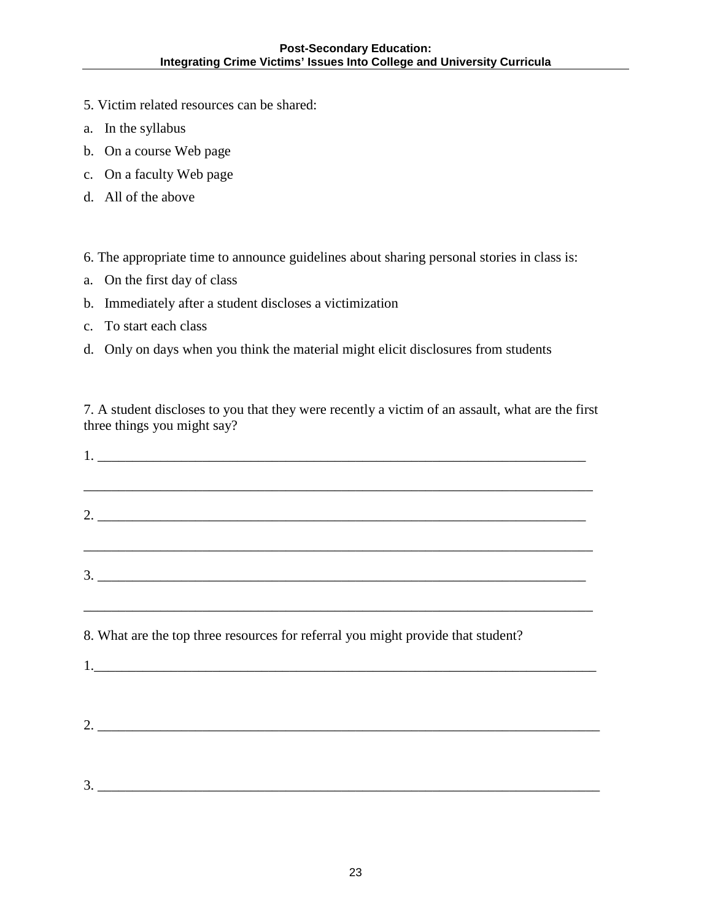5. Victim related resources can be shared:

a. In the syllabus

b. On a course Web page

c. On a faculty Web page

d. All of the above

6. The appropriate time to announce guidelines about sharing personal stories in class is:

a. On the first day of class

b. Immediately after a student discloses a victimization

c. To start each class

d. Only on days when you think the material might elicit disclosures from students

7. A student discloses to you that they were recently a victim of an assault, what are the first three things you might say?

1. ___________________________________________________________________________

_____________________________________________________________________________

2. ___________________________________________________________________________

_____________________________________________________________________________

3. ___________________________________________________________________________

_____________________________________________________________________________

8. What are the top three resources for referral you might provide that student?

1.____________________________________________________________________________

2. ___________________________________________________________________________

3. ___________________________________________________________________________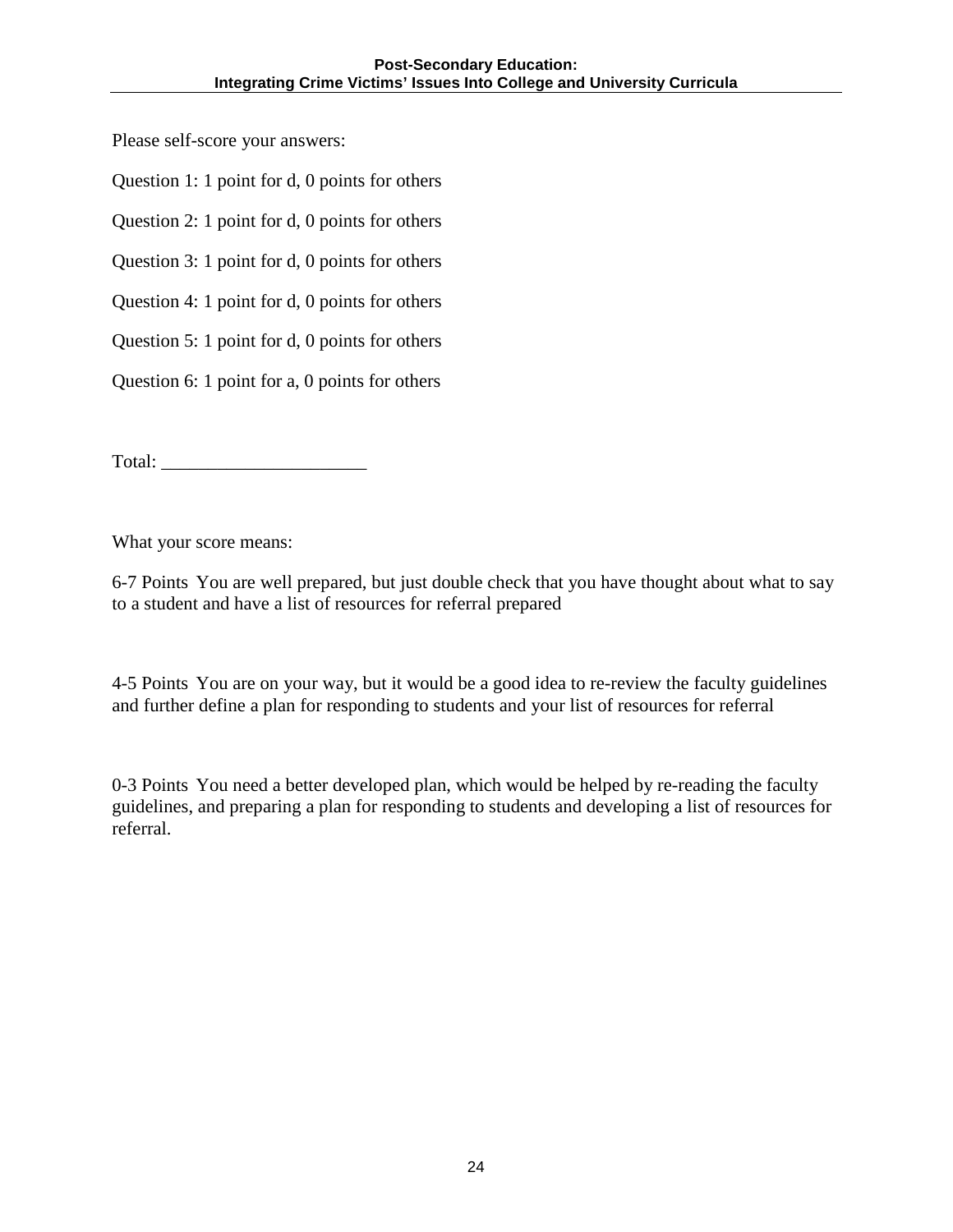Please self-score your answers:

Question 1: 1 point for d, 0 points for others

Question 2: 1 point for d, 0 points for others

Question 3: 1 point for d, 0 points for others

Question 4: 1 point for d, 0 points for others

Question 5: 1 point for d, 0 points for others

Question 6: 1 point for a, 0 points for others

Total: ______________________

What your score means:

6-7 Points You are well prepared, but just double check that you have thought about what to say to a student and have a list of resources for referral prepared

4-5 Points You are on your way, but it would be a good idea to re-review the faculty guidelines and further define a plan for responding to students and your list of resources for referral

0-3 Points You need a better developed plan, which would be helped by re-reading the faculty guidelines, and preparing a plan for responding to students and developing a list of resources for referral.